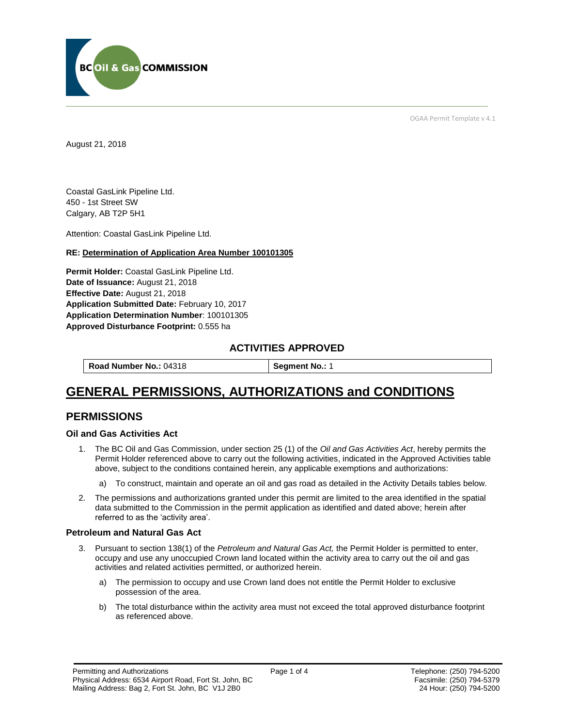OGAA Permit Template v 4.1

August 21, 2018

Coastal GasLink Pipeline Ltd.
450 - 1st Street SW
Calgary, AB T2P 5H1

Attention: Coastal GasLink Pipeline Ltd.

**RE: Determination of Application Area Number 100101305**

**Permit Holder:** Coastal GasLink Pipeline Ltd.
**Date of Issuance:** August 21, 2018
**Effective Date:** August 21, 2018
**Application Submitted Date:** February 10, 2017
**Application Determination Number**: 100101305
**Approved Disturbance Footprint:** 0.555 ha

### ACTIVITIES APPROVED

| **Road Number No.:** 04318 | **Segment No.:** 1 |
|---|---|

# GENERAL PERMISSIONS, AUTHORIZATIONS and CONDITIONS

## PERMISSIONS

### Oil and Gas Activities Act

1. The BC Oil and Gas Commission, under section 25 (1) of the *Oil and Gas Activities Act*, hereby permits the Permit Holder referenced above to carry out the following activities, indicated in the Approved Activities table above, subject to the conditions contained herein, any applicable exemptions and authorizations:
   a) To construct, maintain and operate an oil and gas road as detailed in the Activity Details tables below.
2. The permissions and authorizations granted under this permit are limited to the area identified in the spatial data submitted to the Commission in the permit application as identified and dated above; herein after referred to as the 'activity area'.

### Petroleum and Natural Gas Act

3. Pursuant to section 138(1) of the *Petroleum and Natural Gas Act,* the Permit Holder is permitted to enter, occupy and use any unoccupied Crown land located within the activity area to carry out the oil and gas activities and related activities permitted, or authorized herein.
   a) The permission to occupy and use Crown land does not entitle the Permit Holder to exclusive possession of the area.
   b) The total disturbance within the activity area must not exceed the total approved disturbance footprint as referenced above.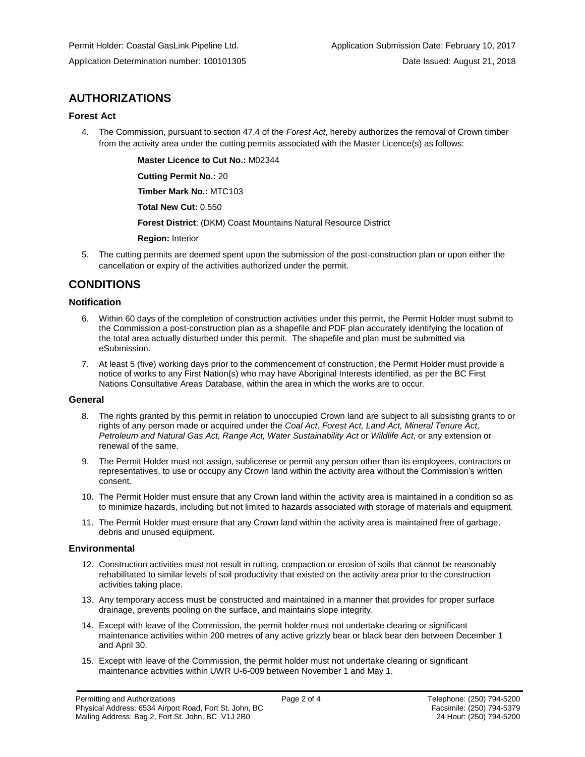Permit Holder: Coastal GasLink Pipeline Ltd. Application Submission Date: February 10, 2017

Application Determination number: 100101305 Date Issued: August 21, 2018

## AUTHORIZATIONS

### Forest Act

4. The Commission, pursuant to section 47.4 of the *Forest Act*, hereby authorizes the removal of Crown timber from the activity area under the cutting permits associated with the Master Licence(s) as follows:

    **Master Licence to Cut No.:** M02344

    **Cutting Permit No.:** 20

    **Timber Mark No.:** MTC103

    **Total New Cut:** 0.550

    **Forest District**: (DKM) Coast Mountains Natural Resource District

    **Region:** Interior

5. The cutting permits are deemed spent upon the submission of the post-construction plan or upon either the cancellation or expiry of the activities authorized under the permit.

## CONDITIONS

### Notification

6. Within 60 days of the completion of construction activities under this permit, the Permit Holder must submit to the Commission a post-construction plan as a shapefile and PDF plan accurately identifying the location of the total area actually disturbed under this permit. The shapefile and plan must be submitted via eSubmission.

7. At least 5 (five) working days prior to the commencement of construction, the Permit Holder must provide a notice of works to any First Nation(s) who may have Aboriginal Interests identified, as per the BC First Nations Consultative Areas Database, within the area in which the works are to occur.

### General

8. The rights granted by this permit in relation to unoccupied Crown land are subject to all subsisting grants to or rights of any person made or acquired under the *Coal Act, Forest Act, Land Act, Mineral Tenure Act, Petroleum and Natural Gas Act, Range Act, Water Sustainability Act* or *Wildlife Act*, or any extension or renewal of the same.

9. The Permit Holder must not assign, sublicense or permit any person other than its employees, contractors or representatives, to use or occupy any Crown land within the activity area without the Commission's written consent.

10. The Permit Holder must ensure that any Crown land within the activity area is maintained in a condition so as to minimize hazards, including but not limited to hazards associated with storage of materials and equipment.

11. The Permit Holder must ensure that any Crown land within the activity area is maintained free of garbage, debris and unused equipment.

### Environmental

12. Construction activities must not result in rutting, compaction or erosion of soils that cannot be reasonably rehabilitated to similar levels of soil productivity that existed on the activity area prior to the construction activities taking place.

13. Any temporary access must be constructed and maintained in a manner that provides for proper surface drainage, prevents pooling on the surface, and maintains slope integrity.

14. Except with leave of the Commission, the permit holder must not undertake clearing or significant maintenance activities within 200 metres of any active grizzly bear or black bear den between December 1 and April 30.

15. Except with leave of the Commission, the permit holder must not undertake clearing or significant maintenance activities within UWR U-6-009 between November 1 and May 1.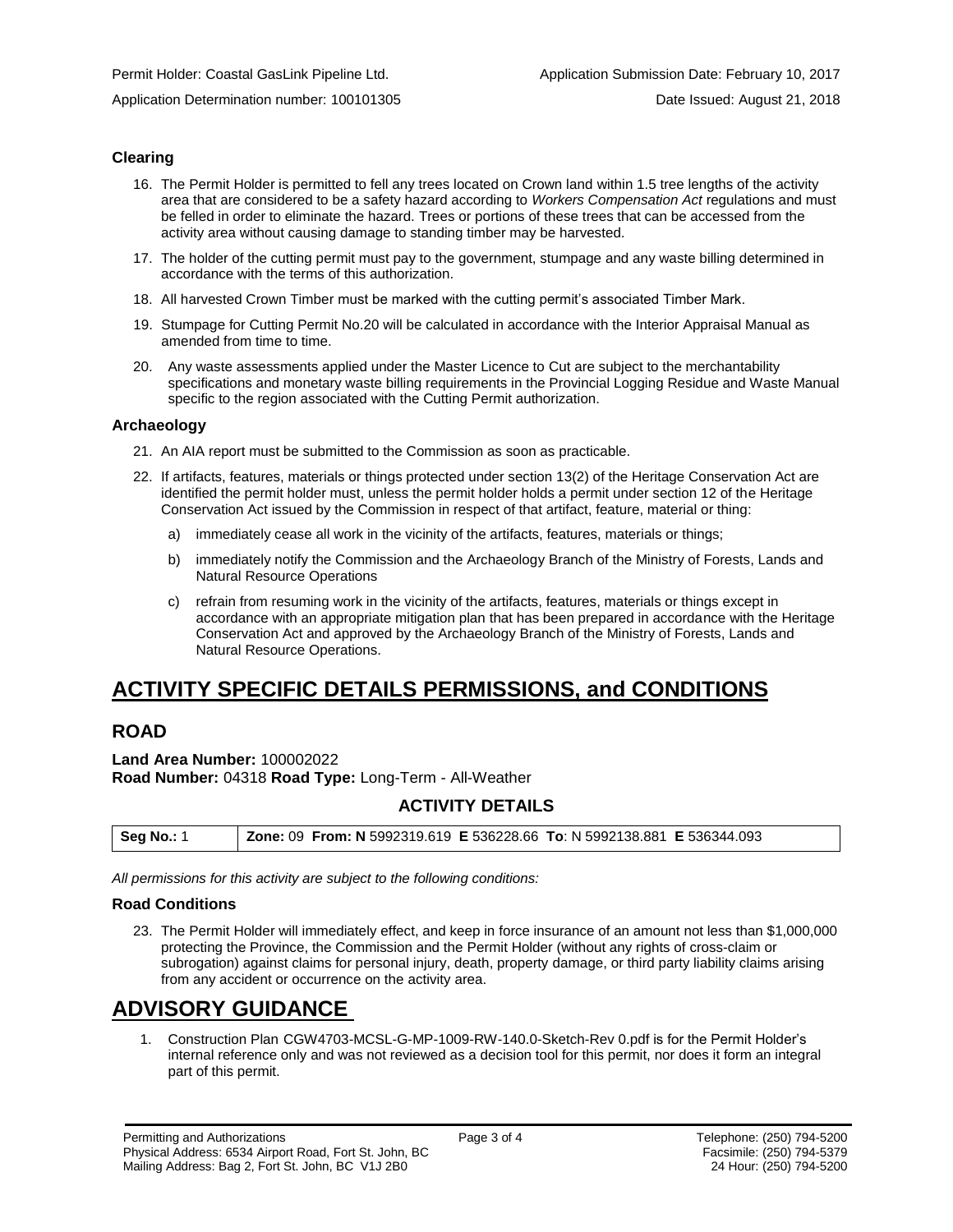### Clearing

16. The Permit Holder is permitted to fell any trees located on Crown land within 1.5 tree lengths of the activity area that are considered to be a safety hazard according to *Workers Compensation Act* regulations and must be felled in order to eliminate the hazard. Trees or portions of these trees that can be accessed from the activity area without causing damage to standing timber may be harvested.
17. The holder of the cutting permit must pay to the government, stumpage and any waste billing determined in accordance with the terms of this authorization.
18. All harvested Crown Timber must be marked with the cutting permit's associated Timber Mark.
19. Stumpage for Cutting Permit No.20 will be calculated in accordance with the Interior Appraisal Manual as amended from time to time.
20. Any waste assessments applied under the Master Licence to Cut are subject to the merchantability specifications and monetary waste billing requirements in the Provincial Logging Residue and Waste Manual specific to the region associated with the Cutting Permit authorization.

### Archaeology

21. An AIA report must be submitted to the Commission as soon as practicable.
22. If artifacts, features, materials or things protected under section 13(2) of the Heritage Conservation Act are identified the permit holder must, unless the permit holder holds a permit under section 12 of the Heritage Conservation Act issued by the Commission in respect of that artifact, feature, material or thing:
    a) immediately cease all work in the vicinity of the artifacts, features, materials or things;
    b) immediately notify the Commission and the Archaeology Branch of the Ministry of Forests, Lands and Natural Resource Operations
    c) refrain from resuming work in the vicinity of the artifacts, features, materials or things except in accordance with an appropriate mitigation plan that has been prepared in accordance with the Heritage Conservation Act and approved by the Archaeology Branch of the Ministry of Forests, Lands and Natural Resource Operations.

# ACTIVITY SPECIFIC DETAILS PERMISSIONS, and CONDITIONS

## ROAD

**Land Area Number:** 100002022
**Road Number:** 04318 **Road Type:** Long-Term - All-Weather

### ACTIVITY DETAILS

| Seg No.: 1 | Zone: 09 From: N 5992319.619 E 536228.66 To: N 5992138.881 E 536344.093 |
|---|---|

*All permissions for this activity are subject to the following conditions:*

### Road Conditions

23. The Permit Holder will immediately effect, and keep in force insurance of an amount not less than $1,000,000 protecting the Province, the Commission and the Permit Holder (without any rights of cross-claim or subrogation) against claims for personal injury, death, property damage, or third party liability claims arising from any accident or occurrence on the activity area.

# ADVISORY GUIDANCE

1. Construction Plan CGW4703-MCSL-G-MP-1009-RW-140.0-Sketch-Rev 0.pdf is for the Permit Holder's internal reference only and was not reviewed as a decision tool for this permit, nor does it form an integral part of this permit.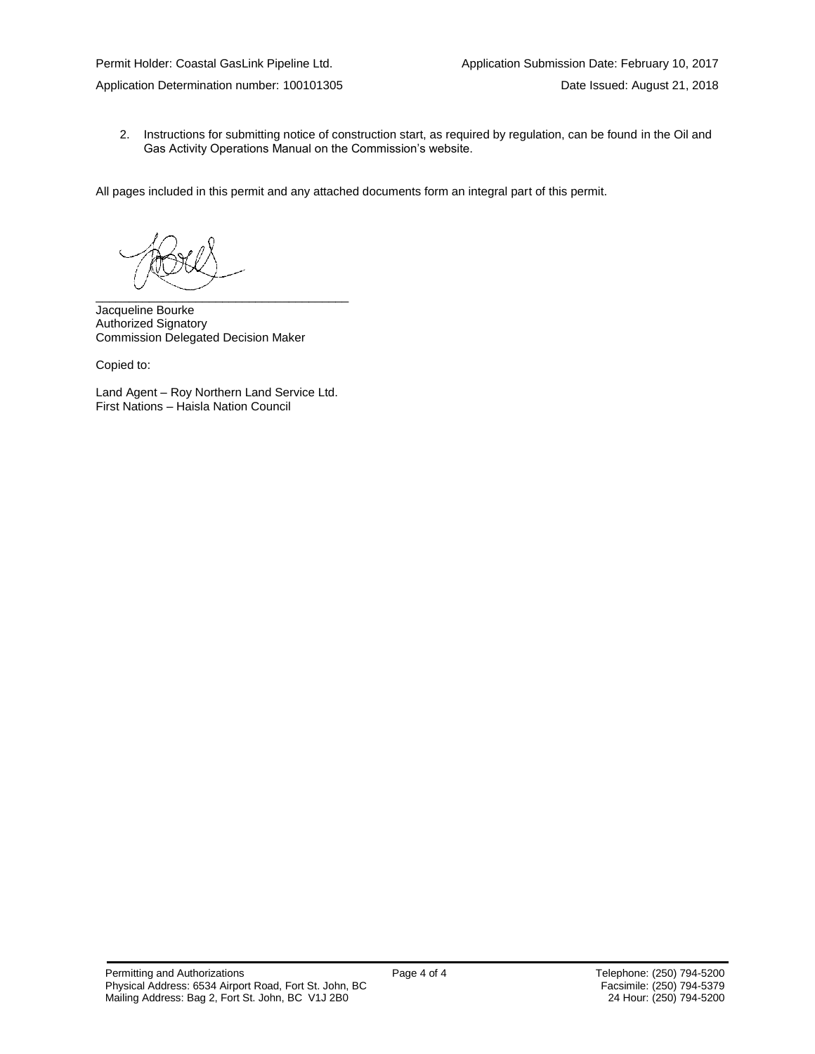2. Instructions for submitting notice of construction start, as required by regulation, can be found in the Oil and Gas Activity Operations Manual on the Commission's website.

All pages included in this permit and any attached documents form an integral part of this permit.

\_\_\_\_\_\_\_\_\_\_\_\_\_\_\_\_\_\_\_\_\_\_\_\_\_\_\_\_\_\_\_\_\_\_\_\_\_\_

Jacqueline Bourke
Authorized Signatory
Commission Delegated Decision Maker

Copied to:

Land Agent – Roy Northern Land Service Ltd.
First Nations – Haisla Nation Council